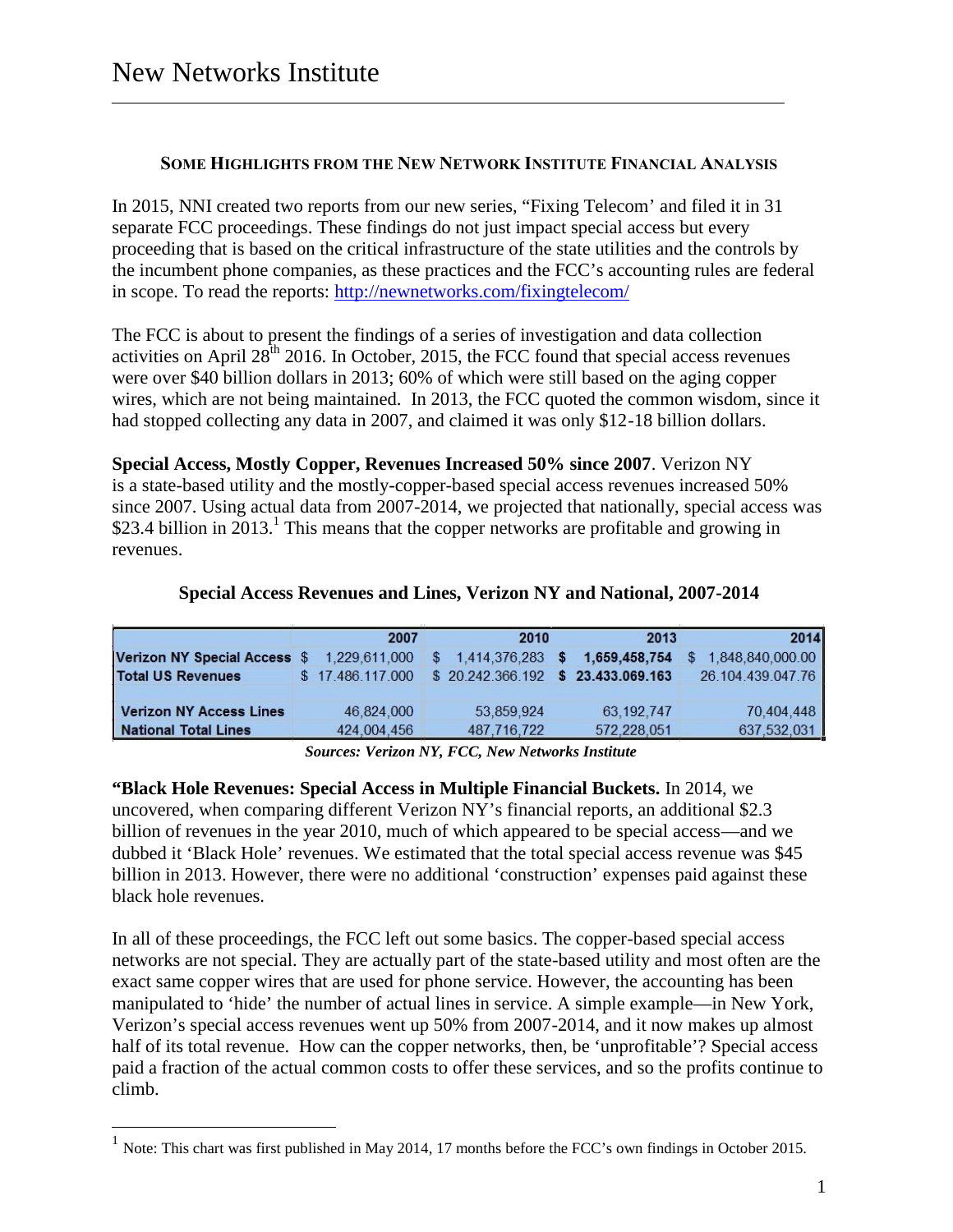# New Networks Institute

### Some Highlights from the New Network Institute Financial Analysis

In 2015, NNI created two reports from our new series, "Fixing Telecom' and filed it in 31 separate FCC proceedings. These findings do not just impact special access but every proceeding that is based on the critical infrastructure of the state utilities and the controls by the incumbent phone companies, as these practices and the FCC's accounting rules are federal in scope. To read the reports: http://newnetworks.com/fixingtelecom/

The FCC is about to present the findings of a series of investigation and data collection activities on April 28th 2016. In October, 2015, the FCC found that special access revenues were over $40 billion dollars in 2013; 60% of which were still based on the aging copper wires, which are not being maintained. In 2013, the FCC quoted the common wisdom, since it had stopped collecting any data in 2007, and claimed it was only $12-18 billion dollars.

**Special Access, Mostly Copper, Revenues Increased 50% since 2007**. Verizon NY is a state-based utility and the mostly-copper-based special access revenues increased 50% since 2007. Using actual data from 2007-2014, we projected that nationally, special access was $23.4 billion in 2013.[1] This means that the copper networks are profitable and growing in revenues.

**Special Access Revenues and Lines, Verizon NY and National, 2007-2014**

| | 2007 | 2010 | 2013 | 2014 |
|---|---|---|---|---|
| **Verizon NY Special Access** | $ 1,229,611,000 | $ 1,414,376,283 | **$ 1,659,458,754** | $ 1,848,840,000.00 |
| **Total US Revenues** | $ 17.486.117.000 | $ 20.242.366.192 | **$ 23.433.069.163** | 26.104.439.047.76 |
| | | | | |
| **Verizon NY Access Lines** | 46,824,000 | 53,859,924 | 63,192,747 | 70,404,448 |
| **National Total Lines** | 424,004,456 | 487,716,722 | 572,228,051 | 637,532,031 |

***Sources: Verizon NY, FCC, New Networks Institute***

**"Black Hole Revenues: Special Access in Multiple Financial Buckets.** In 2014, we uncovered, when comparing different Verizon NY's financial reports, an additional $2.3 billion of revenues in the year 2010, much of which appeared to be special access—and we dubbed it 'Black Hole' revenues. We estimated that the total special access revenue was $45 billion in 2013. However, there were no additional 'construction' expenses paid against these black hole revenues.

In all of these proceedings, the FCC left out some basics. The copper-based special access networks are not special. They are actually part of the state-based utility and most often are the exact same copper wires that are used for phone service. However, the accounting has been manipulated to 'hide' the number of actual lines in service. A simple example—in New York, Verizon's special access revenues went up 50% from 2007-2014, and it now makes up almost half of its total revenue. How can the copper networks, then, be 'unprofitable'? Special access paid a fraction of the actual common costs to offer these services, and so the profits continue to climb.

[1] Note: This chart was first published in May 2014, 17 months before the FCC's own findings in October 2015.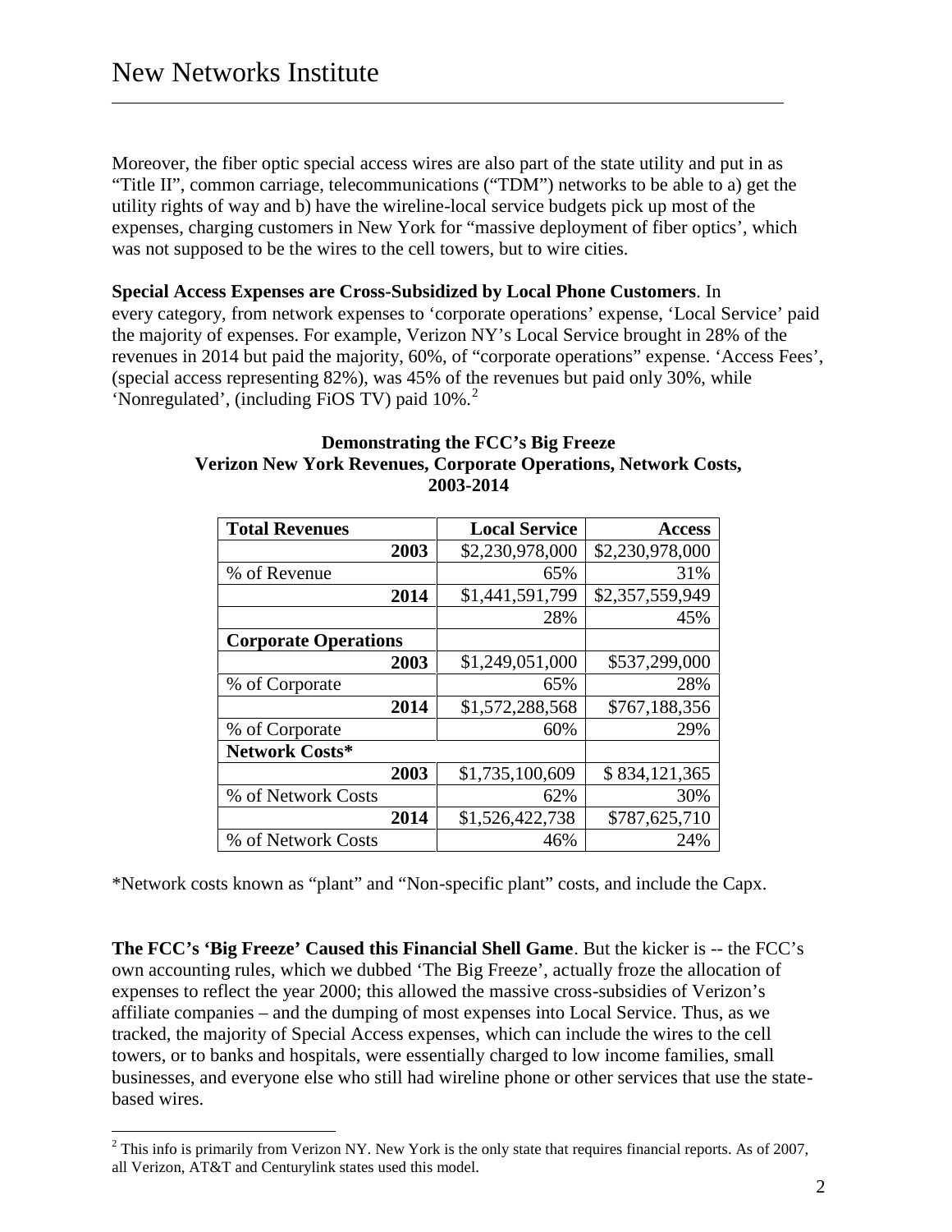Moreover, the fiber optic special access wires are also part of the state utility and put in as "Title II", common carriage, telecommunications ("TDM") networks to be able to a) get the utility rights of way and b) have the wireline-local service budgets pick up most of the expenses, charging customers in New York for "massive deployment of fiber optics', which was not supposed to be the wires to the cell towers, but to wire cities.

**Special Access Expenses are Cross-Subsidized by Local Phone Customers**. In every category, from network expenses to 'corporate operations' expense, 'Local Service' paid the majority of expenses. For example, Verizon NY's Local Service brought in 28% of the revenues in 2014 but paid the majority, 60%, of "corporate operations" expense. 'Access Fees', (special access representing 82%), was 45% of the revenues but paid only 30%, while 'Nonregulated', (including FiOS TV) paid 10%.[2]

**Demonstrating the FCC's Big Freeze**
**Verizon New York Revenues, Corporate Operations, Network Costs, 2003-2014**

| **Total Revenues** | **Local Service** | **Access** |
|---|---|---|
| **2003** | $2,230,978,000 | $2,230,978,000 |
| % of Revenue | 65% | 31% |
| **2014** | $1,441,591,799 | $2,357,559,949 |
| | 28% | 45% |
| **Corporate Operations** | | |
| **2003** | $1,249,051,000 | $537,299,000 |
| % of Corporate | 65% | 28% |
| **2014** | $1,572,288,568 | $767,188,356 |
| % of Corporate | 60% | 29% |
| **Network Costs*** | | |
| **2003** | $1,735,100,609 | $ 834,121,365 |
| % of Network Costs | 62% | 30% |
| **2014** | $1,526,422,738 | $787,625,710 |
| % of Network Costs | 46% | 24% |

*Network costs known as "plant" and "Non-specific plant" costs, and include the Capx.

**The FCC's 'Big Freeze' Caused this Financial Shell Game**. But the kicker is -- the FCC's own accounting rules, which we dubbed 'The Big Freeze', actually froze the allocation of expenses to reflect the year 2000; this allowed the massive cross-subsidies of Verizon's affiliate companies – and the dumping of most expenses into Local Service. Thus, as we tracked, the majority of Special Access expenses, which can include the wires to the cell towers, or to banks and hospitals, were essentially charged to low income families, small businesses, and everyone else who still had wireline phone or other services that use the state-based wires.

[2] This info is primarily from Verizon NY. New York is the only state that requires financial reports. As of 2007, all Verizon, AT&T and Centurylink states used this model.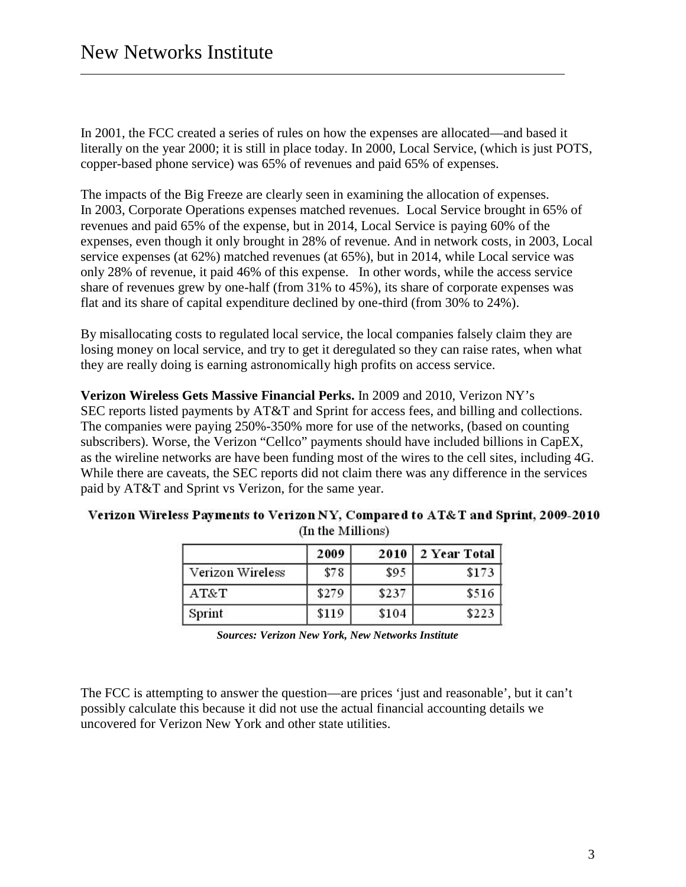In 2001, the FCC created a series of rules on how the expenses are allocated—and based it literally on the year 2000; it is still in place today. In 2000, Local Service, (which is just POTS, copper-based phone service) was 65% of revenues and paid 65% of expenses.

The impacts of the Big Freeze are clearly seen in examining the allocation of expenses. In 2003, Corporate Operations expenses matched revenues. Local Service brought in 65% of revenues and paid 65% of the expense, but in 2014, Local Service is paying 60% of the expenses, even though it only brought in 28% of revenue. And in network costs, in 2003, Local service expenses (at 62%) matched revenues (at 65%), but in 2014, while Local service was only 28% of revenue, it paid 46% of this expense. In other words, while the access service share of revenues grew by one-half (from 31% to 45%), its share of corporate expenses was flat and its share of capital expenditure declined by one-third (from 30% to 24%).

By misallocating costs to regulated local service, the local companies falsely claim they are losing money on local service, and try to get it deregulated so they can raise rates, when what they are really doing is earning astronomically high profits on access service.

**Verizon Wireless Gets Massive Financial Perks.** In 2009 and 2010, Verizon NY's SEC reports listed payments by AT&T and Sprint for access fees, and billing and collections. The companies were paying 250%-350% more for use of the networks, (based on counting subscribers). Worse, the Verizon "Cellco" payments should have included billions in CapEX, as the wireline networks are have been funding most of the wires to the cell sites, including 4G. While there are caveats, the SEC reports did not claim there was any difference in the services paid by AT&T and Sprint vs Verizon, for the same year.

**Verizon Wireless Payments to Verizon NY, Compared to AT&T and Sprint, 2009-2010**
(In the Millions)

| | 2009 | 2010 | 2 Year Total |
|---|---|---|---|
| Verizon Wireless | \$78 | \$95 | \$173 |
| AT&T | \$279 | \$237 | \$516 |
| Sprint | \$119 | \$104 | \$223 |

***Sources: Verizon New York, New Networks Institute***

The FCC is attempting to answer the question—are prices 'just and reasonable', but it can't possibly calculate this because it did not use the actual financial accounting details we uncovered for Verizon New York and other state utilities.